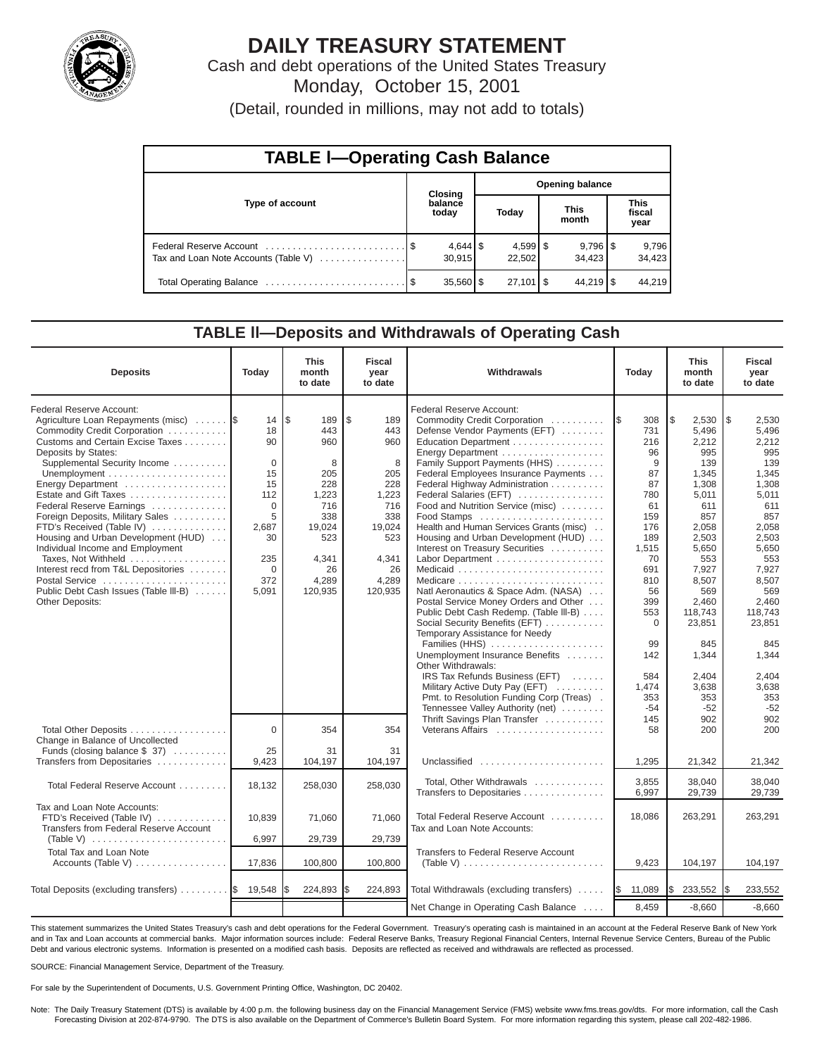# DAILY TREASURY STATEMENT

Cash and debt operations of the United States Treasury

Monday, October 15, 2001

(Detail, rounded in millions, may not add to totals)

## TABLE I—Operating Cash Balance

| Type of account | Closing balance today | Opening balance Today | This month | This fiscal year |
|---|---|---|---|---|
| Federal Reserve Account | $ 4,644 | $ 4,599 | $ 9,796 | $ 9,796 |
| Tax and Loan Note Accounts (Table V) | 30,915 | 22,502 | 34,423 | 34,423 |
| Total Operating Balance | $ 35,560 | $ 27,101 | $ 44,219 | $ 44,219 |

## TABLE II—Deposits and Withdrawals of Operating Cash

| Deposits | Today | This month to date | Fiscal year to date |
|---|---|---|---|
| Federal Reserve Account: | | | |
| Agriculture Loan Repayments (misc) | $ 14 | $ 189 | $ 189 |
| Commodity Credit Corporation | 18 | 443 | 443 |
| Customs and Certain Excise Taxes | 90 | 960 | 960 |
| Deposits by States: | | | |
| Supplemental Security Income | 0 | 8 | 8 |
| Unemployment | 15 | 205 | 205 |
| Energy Department | 15 | 228 | 228 |
| Estate and Gift Taxes | 112 | 1,223 | 1,223 |
| Federal Reserve Earnings | 0 | 716 | 716 |
| Foreign Deposits, Military Sales | 5 | 338 | 338 |
| FTD's Received (Table IV) | 2,687 | 19,024 | 19,024 |
| Housing and Urban Development (HUD) | 30 | 523 | 523 |
| Individual Income and Employment Taxes, Not Withheld | 235 | 4,341 | 4,341 |
| Interest recd from T&L Depositories | 0 | 26 | 26 |
| Postal Service | 372 | 4,289 | 4,289 |
| Public Debt Cash Issues (Table III-B) | 5,091 | 120,935 | 120,935 |
| Other Deposits: | | | |
| Total Other Deposits | 0 | 354 | 354 |
| Change in Balance of Uncollected Funds (closing balance $ 37) | 25 | 31 | 31 |
| Transfers from Depositaries | 9,423 | 104,197 | 104,197 |
| Total Federal Reserve Account | 18,132 | 258,030 | 258,030 |
| Tax and Loan Note Accounts: | | | |
| FTD's Received (Table IV) | 10,839 | 71,060 | 71,060 |
| Transfers from Federal Reserve Account (Table V) | 6,997 | 29,739 | 29,739 |
| Total Tax and Loan Note Accounts (Table V) | 17,836 | 100,800 | 100,800 |
| Total Deposits (excluding transfers) | $ 19,548 | $ 224,893 | $ 224,893 |

| Withdrawals | Today | This month to date | Fiscal year to date |
|---|---|---|---|
| Federal Reserve Account: | | | |
| Commodity Credit Corporation | $ 308 | $ 2,530 | $ 2,530 |
| Defense Vendor Payments (EFT) | 731 | 5,496 | 5,496 |
| Education Department | 216 | 2,212 | 2,212 |
| Energy Department | 96 | 995 | 995 |
| Family Support Payments (HHS) | 9 | 139 | 139 |
| Federal Employees Insurance Payments | 87 | 1,345 | 1,345 |
| Federal Highway Administration | 87 | 1,308 | 1,308 |
| Federal Salaries (EFT) | 780 | 5,011 | 5,011 |
| Food and Nutrition Service (misc) | 61 | 611 | 611 |
| Food Stamps | 159 | 857 | 857 |
| Health and Human Services Grants (misc) | 176 | 2,058 | 2,058 |
| Housing and Urban Development (HUD) | 189 | 2,503 | 2,503 |
| Interest on Treasury Securities | 1,515 | 5,650 | 5,650 |
| Labor Department | 70 | 553 | 553 |
| Medicaid | 691 | 7,927 | 7,927 |
| Medicare | 810 | 8,507 | 8,507 |
| Natl Aeronautics & Space Adm. (NASA) | 56 | 569 | 569 |
| Postal Service Money Orders and Other | 399 | 2,460 | 2,460 |
| Public Debt Cash Redemp. (Table III-B) | 553 | 118,743 | 118,743 |
| Social Security Benefits (EFT) | 0 | 23,851 | 23,851 |
| Temporary Assistance for Needy Families (HHS) | 99 | 845 | 845 |
| Unemployment Insurance Benefits | 142 | 1,344 | 1,344 |
| Other Withdrawals: | | | |
| IRS Tax Refunds Business (EFT) | 584 | 2,404 | 2,404 |
| Military Active Duty Pay (EFT) | 1,474 | 3,638 | 3,638 |
| Pmt. to Resolution Funding Corp (Treas) | 353 | 353 | 353 |
| Tennessee Valley Authority (net) | -54 | -52 | -52 |
| Thrift Savings Plan Transfer | 145 | 902 | 902 |
| Veterans Affairs | 58 | 200 | 200 |
| Unclassified | 1,295 | 21,342 | 21,342 |
| Total, Other Withdrawals | 3,855 | 38,040 | 38,040 |
| Transfers to Depositaries | 6,997 | 29,739 | 29,739 |
| Total Federal Reserve Account | 18,086 | 263,291 | 263,291 |
| Tax and Loan Note Accounts: | | | |
| Transfers to Federal Reserve Account (Table V) | 9,423 | 104,197 | 104,197 |
| Total Withdrawals (excluding transfers) | $ 11,089 | $ 233,552 | $ 233,552 |
| Net Change in Operating Cash Balance | 8,459 | -8,660 | -8,660 |

This statement summarizes the United States Treasury's cash and debt operations for the Federal Government. Treasury's operating cash is maintained in an account at the Federal Reserve Bank of New York and in Tax and Loan accounts at commercial banks. Major information sources include: Federal Reserve Banks, Treasury Regional Financial Centers, Internal Revenue Service Centers, Bureau of the Public Debt and various electronic systems. Information is presented on a modified cash basis. Deposits are reflected as received and withdrawals are reflected as processed.

SOURCE: Financial Management Service, Department of the Treasury.

For sale by the Superintendent of Documents, U.S. Government Printing Office, Washington, DC 20402.

Note: The Daily Treasury Statement (DTS) is available by 4:00 p.m. the following business day on the Financial Management Service (FMS) website www.fms.treas.gov/dts. For more information, call the Cash Forecasting Division at 202-874-9790. The DTS is also available on the Department of Commerce's Bulletin Board System. For more information regarding this system, please call 202-482-1986.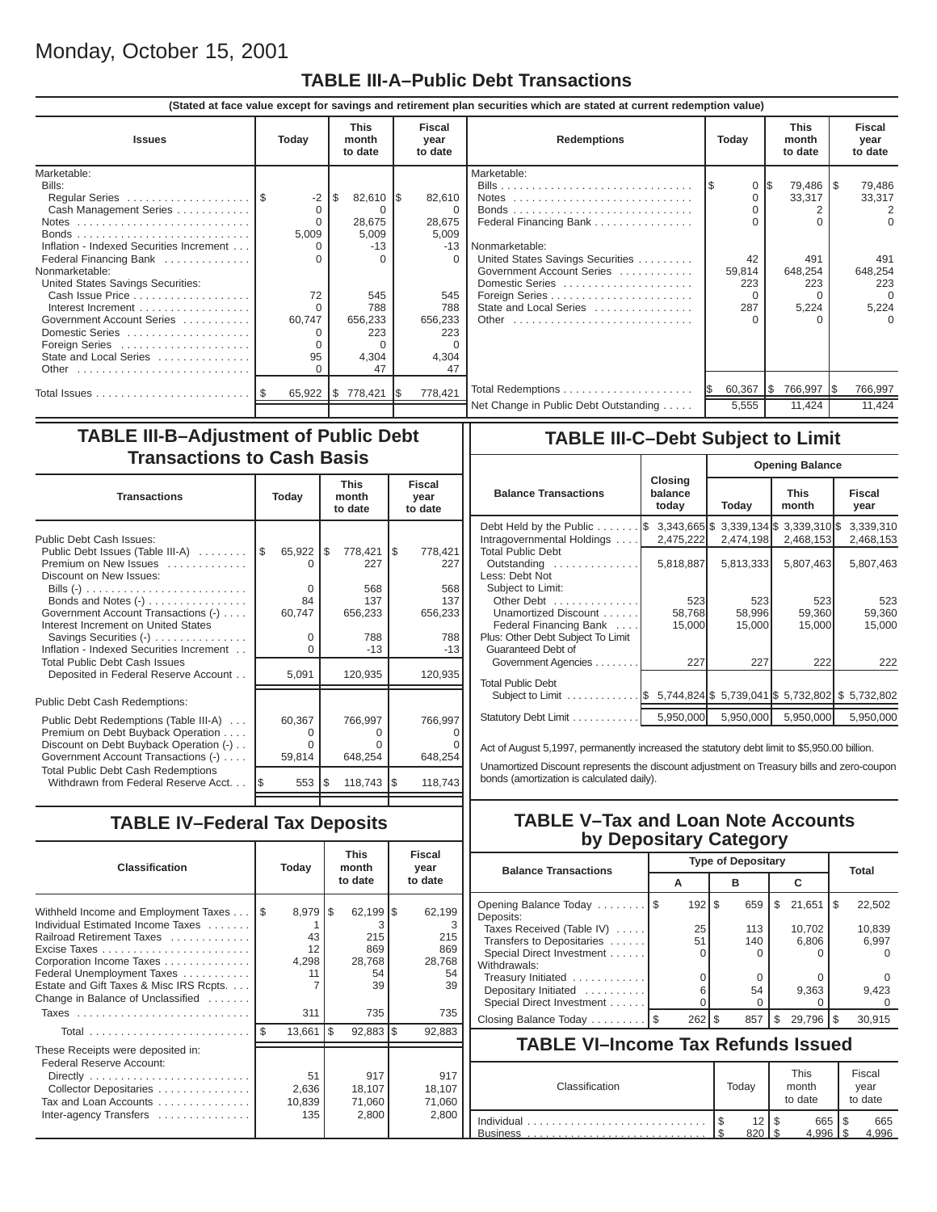Monday, October 15, 2001

## TABLE III-A–Public Debt Transactions

(Stated at face value except for savings and retirement plan securities which are stated at current redemption value)

| Issues | Today | This month to date | Fiscal year to date |
|---|---|---|---|
| Marketable: | | | |
| Bills: | | | |
| Regular Series | $ -2 | $ 82,610 | $ 82,610 |
| Cash Management Series | 0 | 0 | 0 |
| Notes | 0 | 28,675 | 28,675 |
| Bonds | 5,009 | 5,009 | 5,009 |
| Inflation - Indexed Securities Increment | 0 | -13 | -13 |
| Federal Financing Bank | 0 | 0 | 0 |
| Nonmarketable: | | | |
| United States Savings Securities: | | | |
| Cash Issue Price | 72 | 545 | 545 |
| Interest Increment | 0 | 788 | 788 |
| Government Account Series | 60,747 | 656,233 | 656,233 |
| Domestic Series | 0 | 223 | 223 |
| Foreign Series | 0 | 0 | 0 |
| State and Local Series | 95 | 4,304 | 4,304 |
| Other | 0 | 47 | 47 |
| Total Issues | $ 65,922 | $ 778,421 | $ 778,421 |

| Redemptions | Today | This month to date | Fiscal year to date |
|---|---|---|---|
| Marketable: | | | |
| Bills | $ 0 | $ 79,486 | $ 79,486 |
| Notes | 0 | 33,317 | 33,317 |
| Bonds | 0 | 2 | 2 |
| Federal Financing Bank | 0 | 0 | 0 |
| Nonmarketable: | | | |
| United States Savings Securities | 42 | 491 | 491 |
| Government Account Series | 59,814 | 648,254 | 648,254 |
| Domestic Series | 223 | 223 | 223 |
| Foreign Series | 0 | 0 | 0 |
| State and Local Series | 287 | 5,224 | 5,224 |
| Other | 0 | 0 | 0 |
| Total Redemptions | $ 60,367 | $ 766,997 | $ 766,997 |
| Net Change in Public Debt Outstanding | 5,555 | 11,424 | 11,424 |

## TABLE III-B–Adjustment of Public Debt Transactions to Cash Basis

| Transactions | Today | This month to date | Fiscal year to date |
|---|---|---|---|
| Public Debt Cash Issues: | | | |
| Public Debt Issues (Table III-A) | $ 65,922 | $ 778,421 | $ 778,421 |
| Premium on New Issues | 0 | 227 | 227 |
| Discount on New Issues: | | | |
| Bills (-) | 0 | 568 | 568 |
| Bonds and Notes (-) | 84 | 137 | 137 |
| Government Account Transactions (-) | 60,747 | 656,233 | 656,233 |
| Interest Increment on United States Savings Securities (-) | 0 | 788 | 788 |
| Inflation - Indexed Securities Increment | 0 | -13 | -13 |
| Total Public Debt Cash Issues Deposited in Federal Reserve Account | 5,091 | 120,935 | 120,935 |
| Public Debt Cash Redemptions: | | | |
| Public Debt Redemptions (Table III-A) | 60,367 | 766,997 | 766,997 |
| Premium on Debt Buyback Operation | 0 | 0 | 0 |
| Discount on Debt Buyback Operation (-) | 0 | 0 | 0 |
| Government Account Transactions (-) | 59,814 | 648,254 | 648,254 |
| Total Public Debt Cash Redemptions Withdrawn from Federal Reserve Acct. | $ 553 | $ 118,743 | $ 118,743 |

## TABLE III-C–Debt Subject to Limit

| Balance Transactions | Closing balance today | Opening Balance Today | Opening Balance This month | Opening Balance Fiscal year |
|---|---|---|---|---|
| Debt Held by the Public | $ 3,343,665 | $ 3,339,134 | $ 3,339,310 | $ 3,339,310 |
| Intragovernmental Holdings | 2,475,222 | 2,474,198 | 2,468,153 | 2,468,153 |
| Total Public Debt Outstanding | 5,818,887 | 5,813,333 | 5,807,463 | 5,807,463 |
| Less: Debt Not Subject to Limit: | | | | |
| Other Debt | 523 | 523 | 523 | 523 |
| Unamortized Discount | 58,768 | 58,996 | 59,360 | 59,360 |
| Federal Financing Bank | 15,000 | 15,000 | 15,000 | 15,000 |
| Plus: Other Debt Subject To Limit Guaranteed Debt of Government Agencies | 227 | 227 | 222 | 222 |
| Total Public Debt Subject to Limit | $ 5,744,824 | $ 5,739,041 | $ 5,732,802 | $ 5,732,802 |
| Statutory Debt Limit | 5,950,000 | 5,950,000 | 5,950,000 | 5,950,000 |

Act of August 5,1997, permanently increased the statutory debt limit to $5,950.00 billion.

Unamortized Discount represents the discount adjustment on Treasury bills and zero-coupon bonds (amortization is calculated daily).

## TABLE IV–Federal Tax Deposits

| Classification | Today | This month to date | Fiscal year to date |
|---|---|---|---|
| Withheld Income and Employment Taxes | $ 8,979 | $ 62,199 | $ 62,199 |
| Individual Estimated Income Taxes | 1 | 3 | 3 |
| Railroad Retirement Taxes | 43 | 215 | 215 |
| Excise Taxes | 12 | 869 | 869 |
| Corporation Income Taxes | 4,298 | 28,768 | 28,768 |
| Federal Unemployment Taxes | 11 | 54 | 54 |
| Estate and Gift Taxes & Misc IRS Rcpts. | 7 | 39 | 39 |
| Change in Balance of Unclassified Taxes | 311 | 735 | 735 |
| Total | $ 13,661 | $ 92,883 | $ 92,883 |
| These Receipts were deposited in: | | | |
| Federal Reserve Account: | | | |
| Directly | 51 | 917 | 917 |
| Collector Depositaries | 2,636 | 18,107 | 18,107 |
| Tax and Loan Accounts | 10,839 | 71,060 | 71,060 |
| Inter-agency Transfers | 135 | 2,800 | 2,800 |

## TABLE V–Tax and Loan Note Accounts by Depositary Category

| Balance Transactions | Type of Depositary A | B | C | Total |
|---|---|---|---|---|
| Opening Balance Today | $ 192 | $ 659 | $ 21,651 | $ 22,502 |
| Deposits: | | | | |
| Taxes Received (Table IV) | 25 | 113 | 10,702 | 10,839 |
| Transfers to Depositaries | 51 | 140 | 6,806 | 6,997 |
| Special Direct Investment | 0 | 0 | 0 | 0 |
| Withdrawals: | | | | |
| Treasury Initiated | 0 | 0 | 0 | 0 |
| Depositary Initiated | 6 | 54 | 9,363 | 9,423 |
| Special Direct Investment | 0 | 0 | 0 | 0 |
| Closing Balance Today | $ 262 | $ 857 | $ 29,796 | $ 30,915 |

## TABLE VI–Income Tax Refunds Issued

| Classification | Today | This month to date | Fiscal year to date |
|---|---|---|---|
| Individual | $ 12 | $ 665 | $ 665 |
| Business | $ 820 | $ 4,996 | $ 4,996 |